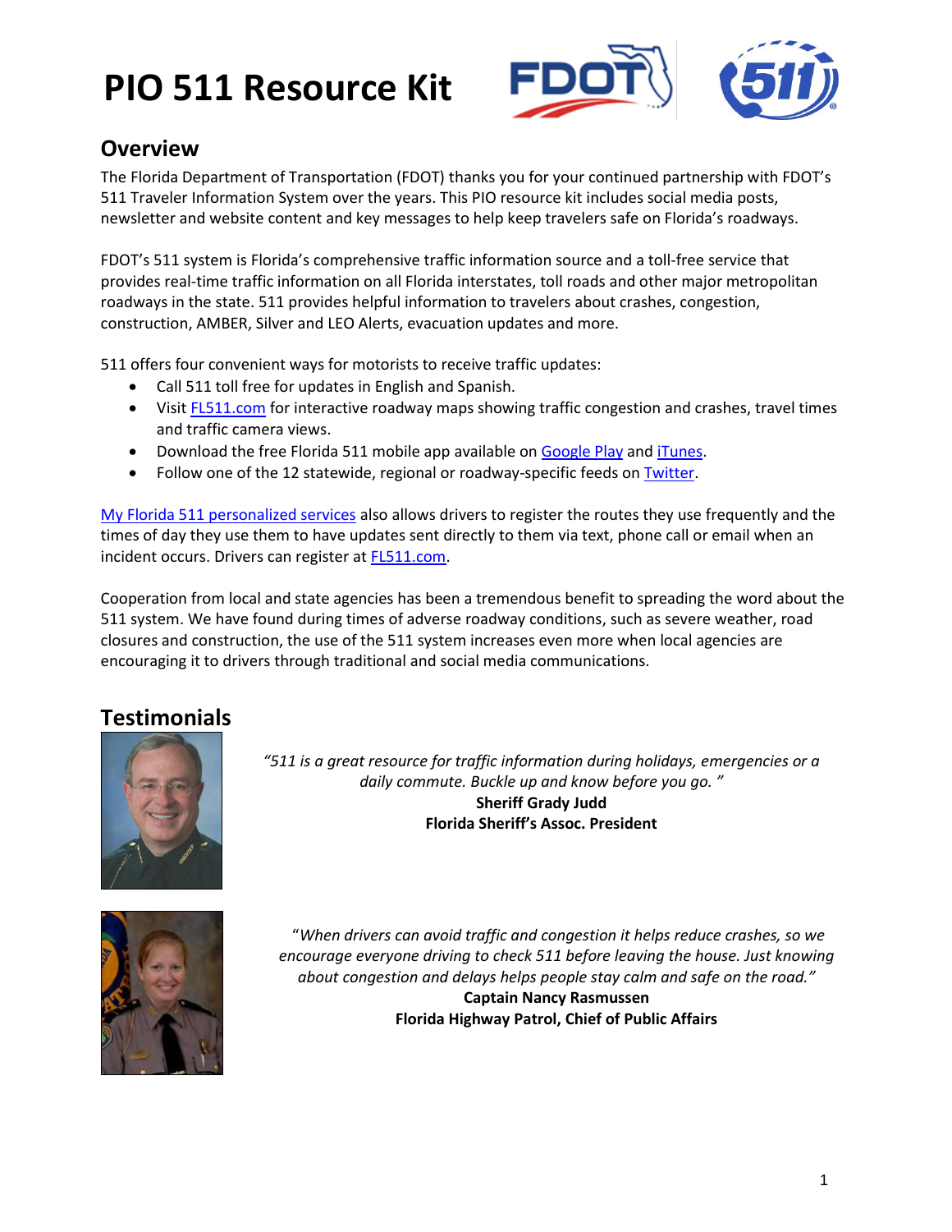# PIO 511 Resource Kit

## Overview

The Florida Department of Transportation (FDOT) thanks you for your continued partnership with FDOT's 511 Traveler Information System over the years. This PIO resource kit includes social media posts, newsletter and website content and key messages to help keep travelers safe on Florida's roadways.

FDOT's 511 system is Florida's comprehensive traffic information source and a toll-free service that provides real-time traffic information on all Florida interstates, toll roads and other major metropolitan roadways in the state. 511 provides helpful information to travelers about crashes, congestion, construction, AMBER, Silver and LEO Alerts, evacuation updates and more.

511 offers four convenient ways for motorists to receive traffic updates:

- Call 511 toll free for updates in English and Spanish.
- Visit FL511.com for interactive roadway maps showing traffic congestion and crashes, travel times and traffic camera views.
- Download the free Florida 511 mobile app available on Google Play and iTunes.
- Follow one of the 12 statewide, regional or roadway-specific feeds on Twitter.

My Florida 511 personalized services also allows drivers to register the routes they use frequently and the times of day they use them to have updates sent directly to them via text, phone call or email when an incident occurs. Drivers can register at FL511.com.

Cooperation from local and state agencies has been a tremendous benefit to spreading the word about the 511 system. We have found during times of adverse roadway conditions, such as severe weather, road closures and construction, the use of the 511 system increases even more when local agencies are encouraging it to drivers through traditional and social media communications.

## Testimonials

*"511 is a great resource for traffic information during holidays, emergencies or a daily commute. Buckle up and know before you go. "*

**Sheriff Grady Judd**
**Florida Sheriff's Assoc. President**

*"When drivers can avoid traffic and congestion it helps reduce crashes, so we encourage everyone driving to check 511 before leaving the house. Just knowing about congestion and delays helps people stay calm and safe on the road."*

**Captain Nancy Rasmussen**
**Florida Highway Patrol, Chief of Public Affairs**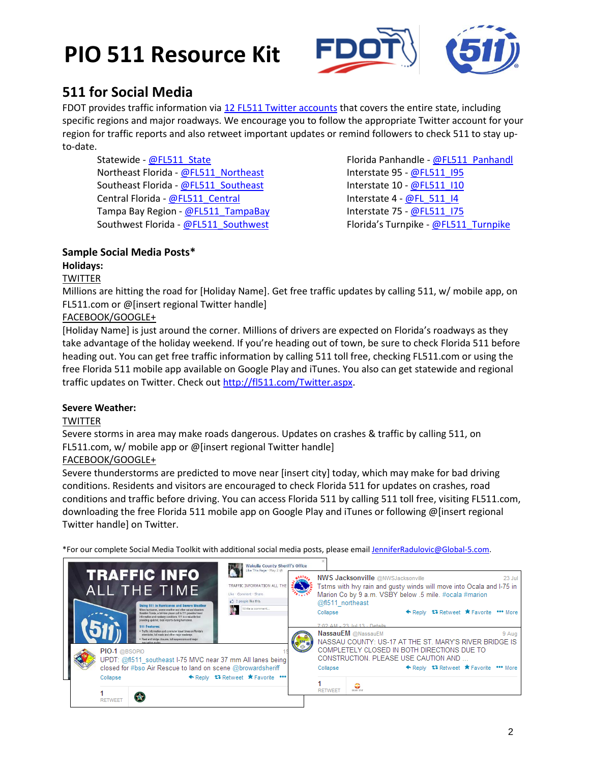# PIO 511 Resource Kit

## 511 for Social Media

FDOT provides traffic information via 12 FL511 Twitter accounts that covers the entire state, including specific regions and major roadways. We encourage you to follow the appropriate Twitter account for your region for traffic reports and also retweet important updates or remind followers to check 511 to stay up-to-date.

- Statewide - @FL511_State
- Northeast Florida - @FL511_Northeast
- Southeast Florida - @FL511_Southeast
- Central Florida - @FL511_Central
- Tampa Bay Region - @FL511_TampaBay
- Southwest Florida - @FL511_Southwest
- Florida Panhandle - @FL511_Panhandl
- Interstate 95 - @FL511_I95
- Interstate 10 - @FL511_I10
- Interstate 4 - @FL_511_I4
- Interstate 75 - @FL511_I75
- Florida's Turnpike - @FL511_Turnpike

### Sample Social Media Posts*

**Holidays:**

TWITTER

Millions are hitting the road for [Holiday Name]. Get free traffic updates by calling 511, w/ mobile app, on FL511.com or @[insert regional Twitter handle]

FACEBOOK/GOOGLE+

[Holiday Name] is just around the corner. Millions of drivers are expected on Florida's roadways as they take advantage of the holiday weekend. If you're heading out of town, be sure to check Florida 511 before heading out. You can get free traffic information by calling 511 toll free, checking FL511.com or using the free Florida 511 mobile app available on Google Play and iTunes. You also can get statewide and regional traffic updates on Twitter. Check out http://fl511.com/Twitter.aspx.

**Severe Weather:**

TWITTER

Severe storms in area may make roads dangerous. Updates on crashes & traffic by calling 511, on FL511.com, w/ mobile app or @[insert regional Twitter handle]

FACEBOOK/GOOGLE+

Severe thunderstorms are predicted to move near [insert city] today, which may make for bad driving conditions. Residents and visitors are encouraged to check Florida 511 for updates on crashes, road conditions and traffic before driving. You can access Florida 511 by calling 511 toll free, visiting FL511.com, downloading the free Florida 511 mobile app on Google Play and iTunes or following @[insert regional Twitter handle] on Twitter.

*For our complete Social Media Toolkit with additional social media posts, please email JenniferRadulovic@Global-5.com.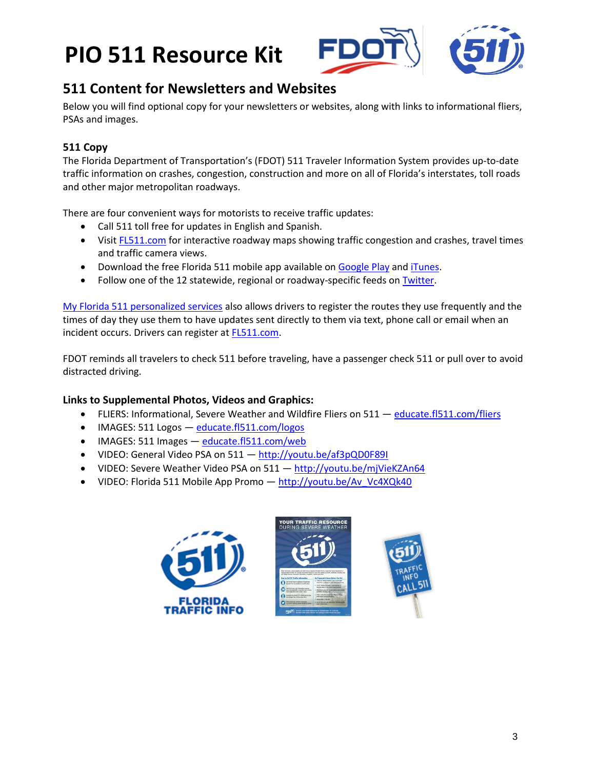# PIO 511 Resource Kit

## 511 Content for Newsletters and Websites

Below you will find optional copy for your newsletters or websites, along with links to informational fliers, PSAs and images.

### 511 Copy

The Florida Department of Transportation's (FDOT) 511 Traveler Information System provides up-to-date traffic information on crashes, congestion, construction and more on all of Florida's interstates, toll roads and other major metropolitan roadways.

There are four convenient ways for motorists to receive traffic updates:

- Call 511 toll free for updates in English and Spanish.
- Visit FL511.com for interactive roadway maps showing traffic congestion and crashes, travel times and traffic camera views.
- Download the free Florida 511 mobile app available on Google Play and iTunes.
- Follow one of the 12 statewide, regional or roadway-specific feeds on Twitter.

My Florida 511 personalized services also allows drivers to register the routes they use frequently and the times of day they use them to have updates sent directly to them via text, phone call or email when an incident occurs. Drivers can register at FL511.com.

FDOT reminds all travelers to check 511 before traveling, have a passenger check 511 or pull over to avoid distracted driving.

### Links to Supplemental Photos, Videos and Graphics:

- FLIERS: Informational, Severe Weather and Wildfire Fliers on 511 — educate.fl511.com/fliers
- IMAGES: 511 Logos — educate.fl511.com/logos
- IMAGES: 511 Images — educate.fl511.com/web
- VIDEO: General Video PSA on 511 — http://youtu.be/af3pQD0F89I
- VIDEO: Severe Weather Video PSA on 511 — http://youtu.be/mjVieKZAn64
- VIDEO: Florida 511 Mobile App Promo — http://youtu.be/Av_Vc4XQk40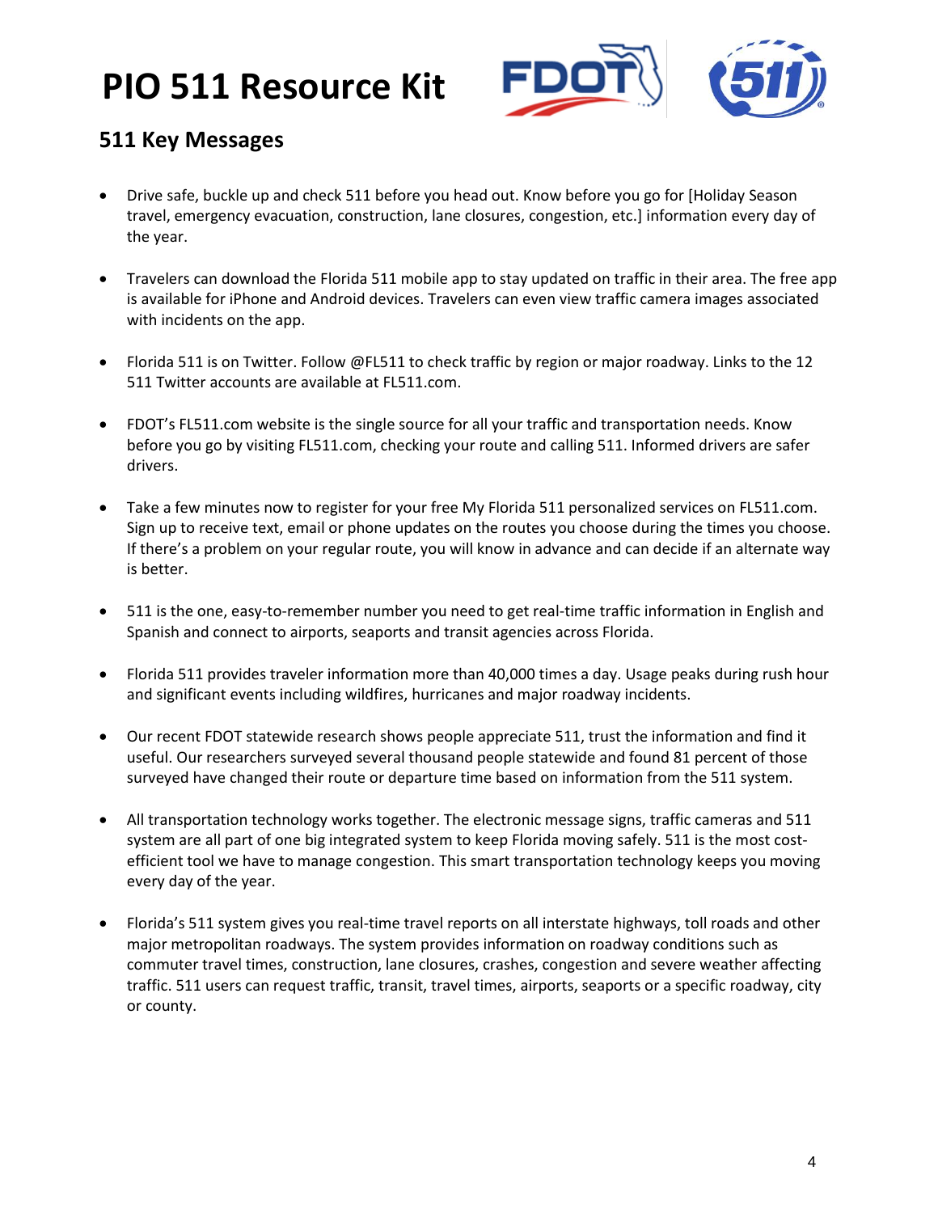# PIO 511 Resource Kit

## 511 Key Messages

- Drive safe, buckle up and check 511 before you head out. Know before you go for [Holiday Season travel, emergency evacuation, construction, lane closures, congestion, etc.] information every day of the year.

- Travelers can download the Florida 511 mobile app to stay updated on traffic in their area. The free app is available for iPhone and Android devices. Travelers can even view traffic camera images associated with incidents on the app.

- Florida 511 is on Twitter. Follow @FL511 to check traffic by region or major roadway. Links to the 12 511 Twitter accounts are available at FL511.com.

- FDOT's FL511.com website is the single source for all your traffic and transportation needs. Know before you go by visiting FL511.com, checking your route and calling 511. Informed drivers are safer drivers.

- Take a few minutes now to register for your free My Florida 511 personalized services on FL511.com. Sign up to receive text, email or phone updates on the routes you choose during the times you choose. If there's a problem on your regular route, you will know in advance and can decide if an alternate way is better.

- 511 is the one, easy-to-remember number you need to get real-time traffic information in English and Spanish and connect to airports, seaports and transit agencies across Florida.

- Florida 511 provides traveler information more than 40,000 times a day. Usage peaks during rush hour and significant events including wildfires, hurricanes and major roadway incidents.

- Our recent FDOT statewide research shows people appreciate 511, trust the information and find it useful. Our researchers surveyed several thousand people statewide and found 81 percent of those surveyed have changed their route or departure time based on information from the 511 system.

- All transportation technology works together. The electronic message signs, traffic cameras and 511 system are all part of one big integrated system to keep Florida moving safely. 511 is the most cost-efficient tool we have to manage congestion. This smart transportation technology keeps you moving every day of the year.

- Florida's 511 system gives you real-time travel reports on all interstate highways, toll roads and other major metropolitan roadways. The system provides information on roadway conditions such as commuter travel times, construction, lane closures, crashes, congestion and severe weather affecting traffic. 511 users can request traffic, transit, travel times, airports, seaports or a specific roadway, city or county.